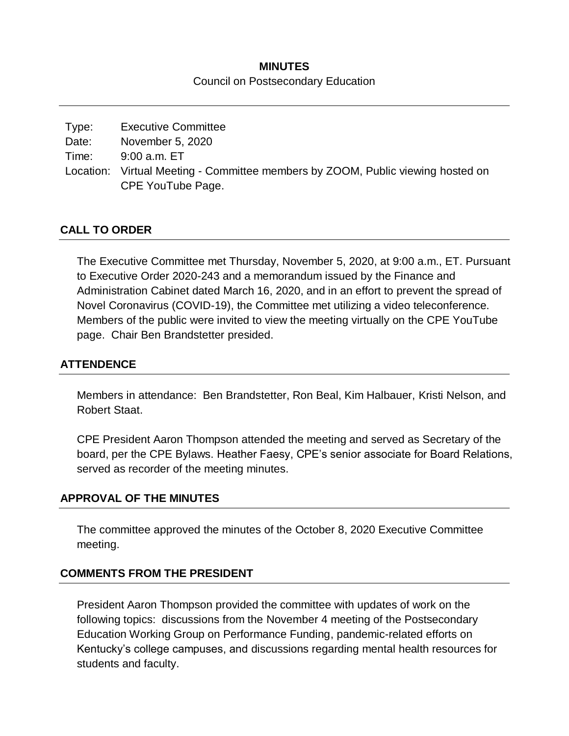# MINUTES

Council on Postsecondary Education

| | |
|---|---|
| Type: | Executive Committee |
| Date: | November 5, 2020 |
| Time: | 9:00 a.m. ET |
| Location: | Virtual Meeting - Committee members by ZOOM, Public viewing hosted on CPE YouTube Page. |

## CALL TO ORDER

The Executive Committee met Thursday, November 5, 2020, at 9:00 a.m., ET. Pursuant to Executive Order 2020-243 and a memorandum issued by the Finance and Administration Cabinet dated March 16, 2020, and in an effort to prevent the spread of Novel Coronavirus (COVID-19), the Committee met utilizing a video teleconference. Members of the public were invited to view the meeting virtually on the CPE YouTube page. Chair Ben Brandstetter presided.

## ATTENDENCE

Members in attendance: Ben Brandstetter, Ron Beal, Kim Halbauer, Kristi Nelson, and Robert Staat.

CPE President Aaron Thompson attended the meeting and served as Secretary of the board, per the CPE Bylaws. Heather Faesy, CPE's senior associate for Board Relations, served as recorder of the meeting minutes.

## APPROVAL OF THE MINUTES

The committee approved the minutes of the October 8, 2020 Executive Committee meeting.

## COMMENTS FROM THE PRESIDENT

President Aaron Thompson provided the committee with updates of work on the following topics: discussions from the November 4 meeting of the Postsecondary Education Working Group on Performance Funding, pandemic-related efforts on Kentucky's college campuses, and discussions regarding mental health resources for students and faculty.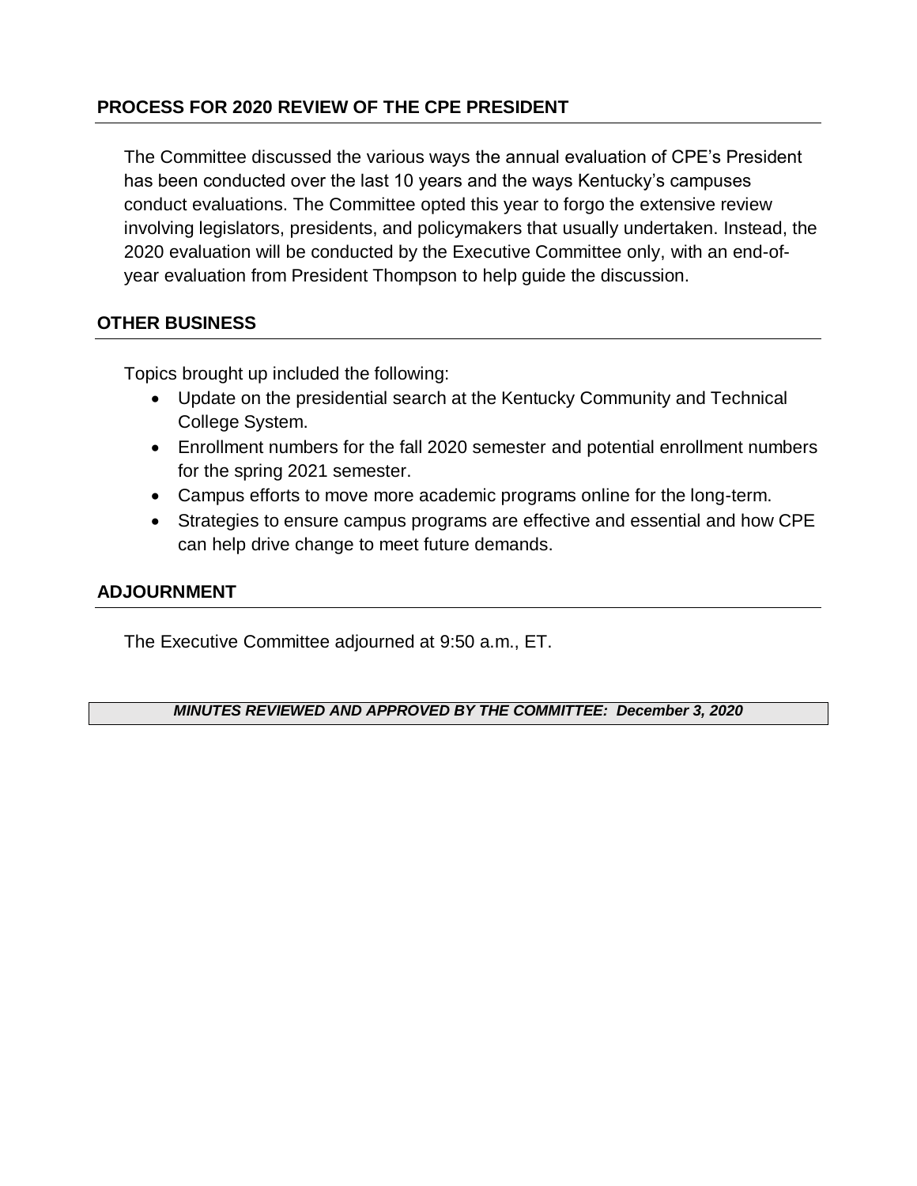## PROCESS FOR 2020 REVIEW OF THE CPE PRESIDENT

The Committee discussed the various ways the annual evaluation of CPE's President has been conducted over the last 10 years and the ways Kentucky's campuses conduct evaluations. The Committee opted this year to forgo the extensive review involving legislators, presidents, and policymakers that usually undertaken. Instead, the 2020 evaluation will be conducted by the Executive Committee only, with an end-of-year evaluation from President Thompson to help guide the discussion.

## OTHER BUSINESS

Topics brought up included the following:

- Update on the presidential search at the Kentucky Community and Technical College System.
- Enrollment numbers for the fall 2020 semester and potential enrollment numbers for the spring 2021 semester.
- Campus efforts to move more academic programs online for the long-term.
- Strategies to ensure campus programs are effective and essential and how CPE can help drive change to meet future demands.

## ADJOURNMENT

The Executive Committee adjourned at 9:50 a.m., ET.

***MINUTES REVIEWED AND APPROVED BY THE COMMITTEE: December 3, 2020***